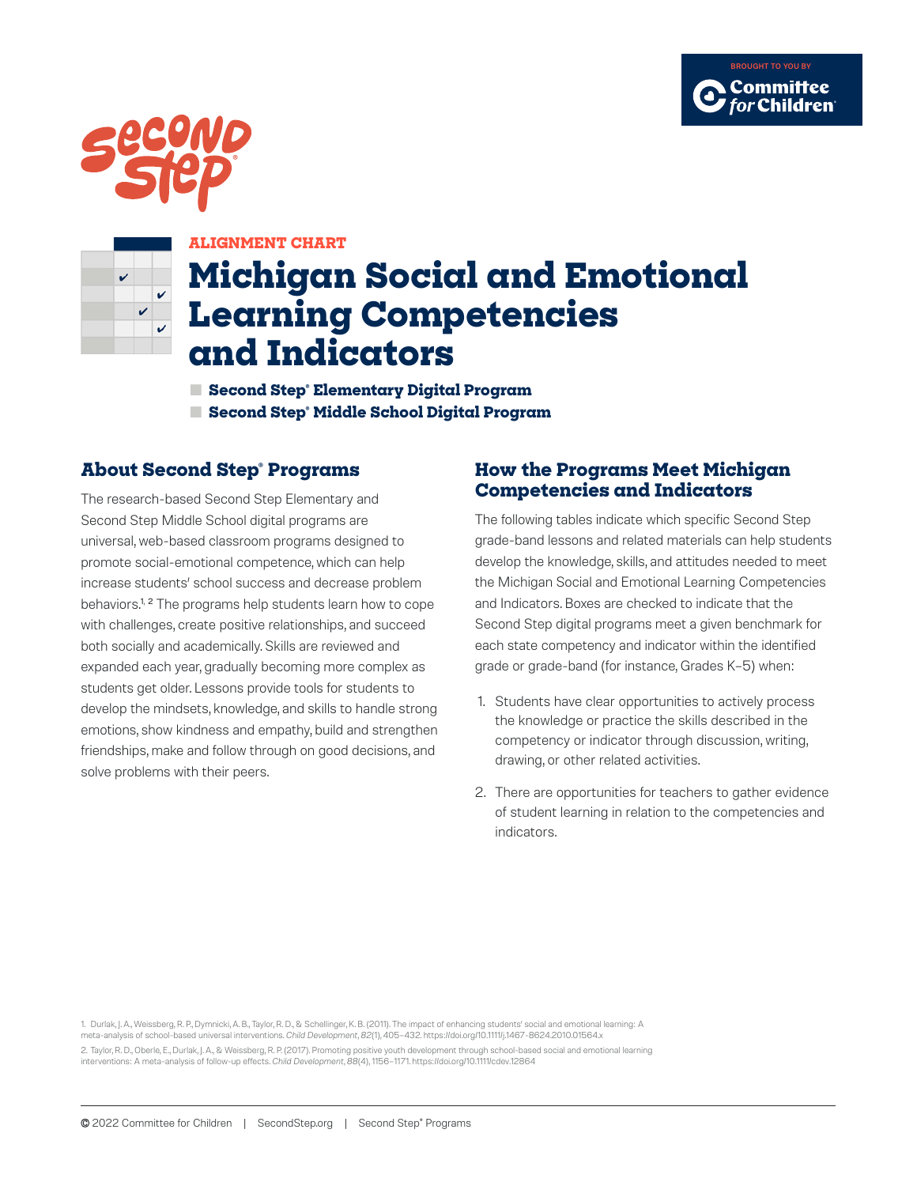BROUGHT TO YOU BY Committee for Children

ALIGNMENT CHART

# Michigan Social and Emotional Learning Competencies and Indicators

- **Second Step® Elementary Digital Program**
- **Second Step® Middle School Digital Program**

## About Second Step® Programs

The research-based Second Step Elementary and Second Step Middle School digital programs are universal, web-based classroom programs designed to promote social-emotional competence, which can help increase students' school success and decrease problem behaviors.[1, 2] The programs help students learn how to cope with challenges, create positive relationships, and succeed both socially and academically. Skills are reviewed and expanded each year, gradually becoming more complex as students get older. Lessons provide tools for students to develop the mindsets, knowledge, and skills to handle strong emotions, show kindness and empathy, build and strengthen friendships, make and follow through on good decisions, and solve problems with their peers.

## How the Programs Meet Michigan Competencies and Indicators

The following tables indicate which specific Second Step grade-band lessons and related materials can help students develop the knowledge, skills, and attitudes needed to meet the Michigan Social and Emotional Learning Competencies and Indicators. Boxes are checked to indicate that the Second Step digital programs meet a given benchmark for each state competency and indicator within the identified grade or grade-band (for instance, Grades K–5) when:

1. Students have clear opportunities to actively process the knowledge or practice the skills described in the competency or indicator through discussion, writing, drawing, or other related activities.
2. There are opportunities for teachers to gather evidence of student learning in relation to the competencies and indicators.

1. Durlak, J. A., Weissberg, R. P., Dymnicki, A. B., Taylor, R. D., & Schellinger, K. B. (2011). The impact of enhancing students' social and emotional learning: A meta-analysis of school-based universal interventions. *Child Development*, *82*(1), 405–432. https://doi.org/10.1111/j.1467-8624.2010.01564.x

2. Taylor, R. D., Oberle, E., Durlak, J. A., & Weissberg, R. P. (2017). Promoting positive youth development through school-based social and emotional learning interventions: A meta-analysis of follow-up effects. *Child Development*, *88*(4), 1156–1171. https://doi.org/10.1111/cdev.12864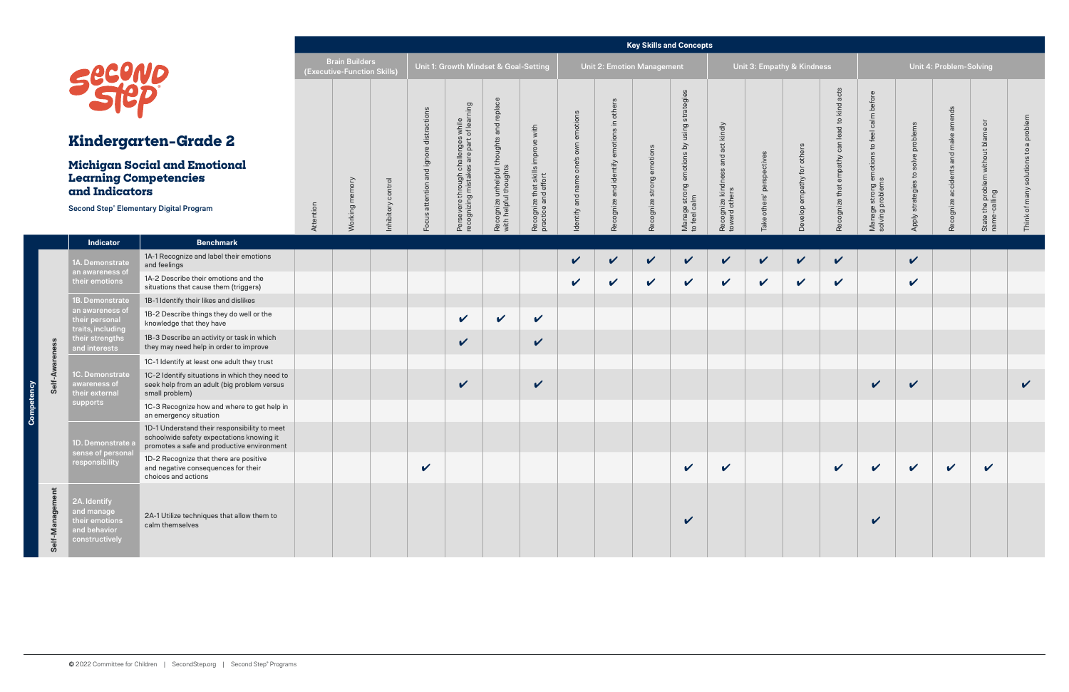# Kindergarten–Grade 2

## Michigan Social and Emotional Learning Competencies and Indicators

Second Step® Elementary Digital Program

| Competency | Indicator | Benchmark | Key Skills and Concepts | | | | | | | | | | | | | | | | | | | |
|---|---|---|---|---|---|---|---|---|---|---|---|---|---|---|---|---|---|---|---|---|---|---|
| | | | Brain Builders (Executive-Function Skills) | | | Unit 1: Growth Mindset & Goal-Setting | | | | Unit 2: Emotion Management | | | | Unit 3: Empathy & Kindness | | | | Unit 4: Problem-Solving | | | | |
| | | | Attention | Working memory | Inhibitory control | Focus attention and ignore distractions | Persevere through challenges while recognizing mistakes are part of learning | Recognize unhelpful thoughts and replace with helpful thoughts | Recognize that skills improve with practice and effort | Identify and name one's own emotions | Recognize and identify emotions in others | Recognize strong emotions | Manage strong emotions by using strategies to feel calm | Recognize kindness and act kindly toward others | Take others' perspectives | Develop empathy for others | Recognize that empathy can lead to kind acts | Manage strong emotions to feel calm before solving problems | Apply strategies to solve problems | Recognize accidents and make amends | State the problem without blame or name-calling | Think of many solutions to a problem |
| Self-Awareness | 1A. Demonstrate an awareness of their emotions | 1A-1 Recognize and label their emotions and feelings | | | | | | | | ✔ | ✔ | ✔ | ✔ | ✔ | ✔ | ✔ | ✔ | | ✔ | | | |
| Self-Awareness | 1A. Demonstrate an awareness of their emotions | 1A-2 Describe their emotions and the situations that cause them (triggers) | | | | | | | | ✔ | ✔ | ✔ | ✔ | ✔ | ✔ | ✔ | ✔ | | ✔ | | | |
| Self-Awareness | 1B. Demonstrate an awareness of their personal traits, including their strengths and interests | 1B-1 Identify their likes and dislikes | | | | | | | | | | | | | | | | | | | | |
| Self-Awareness | 1B. Demonstrate an awareness of their personal traits, including their strengths and interests | 1B-2 Describe things they do well or the knowledge that they have | | | | | ✔ | ✔ | ✔ | | | | | | | | | | | | | |
| Self-Awareness | 1B. Demonstrate an awareness of their personal traits, including their strengths and interests | 1B-3 Describe an activity or task in which they may need help in order to improve | | | | | ✔ | | ✔ | | | | | | | | | | | | | |
| Self-Awareness | 1C. Demonstrate awareness of their external supports | 1C-1 Identify at least one adult they trust | | | | | | | | | | | | | | | | | | | | |
| Self-Awareness | 1C. Demonstrate awareness of their external supports | 1C-2 Identify situations in which they need to seek help from an adult (big problem versus small problem) | | | | | ✔ | | ✔ | | | | | | | | | ✔ | ✔ | | | ✔ |
| Self-Awareness | 1C. Demonstrate awareness of their external supports | 1C-3 Recognize how and where to get help in an emergency situation | | | | | | | | | | | | | | | | | | | | |
| Self-Awareness | 1D. Demonstrate a sense of personal responsibility | 1D-1 Understand their responsibility to meet schoolwide safety expectations knowing it promotes a safe and productive environment | | | | | | | | | | | | | | | | | | | | |
| Self-Awareness | 1D. Demonstrate a sense of personal responsibility | 1D-2 Recognize that there are positive and negative consequences for their choices and actions | | | | ✔ | | | | | | | ✔ | ✔ | | | ✔ | ✔ | ✔ | ✔ | ✔ | |
| Self-Management | 2A. Identify and manage their emotions and behavior constructively | 2A-1 Utilize techniques that allow them to calm themselves | | | | | | | | | | | ✔ | | | | | ✔ | | | | |

© 2022 Committee for Children | SecondStep.org | Second Step® Programs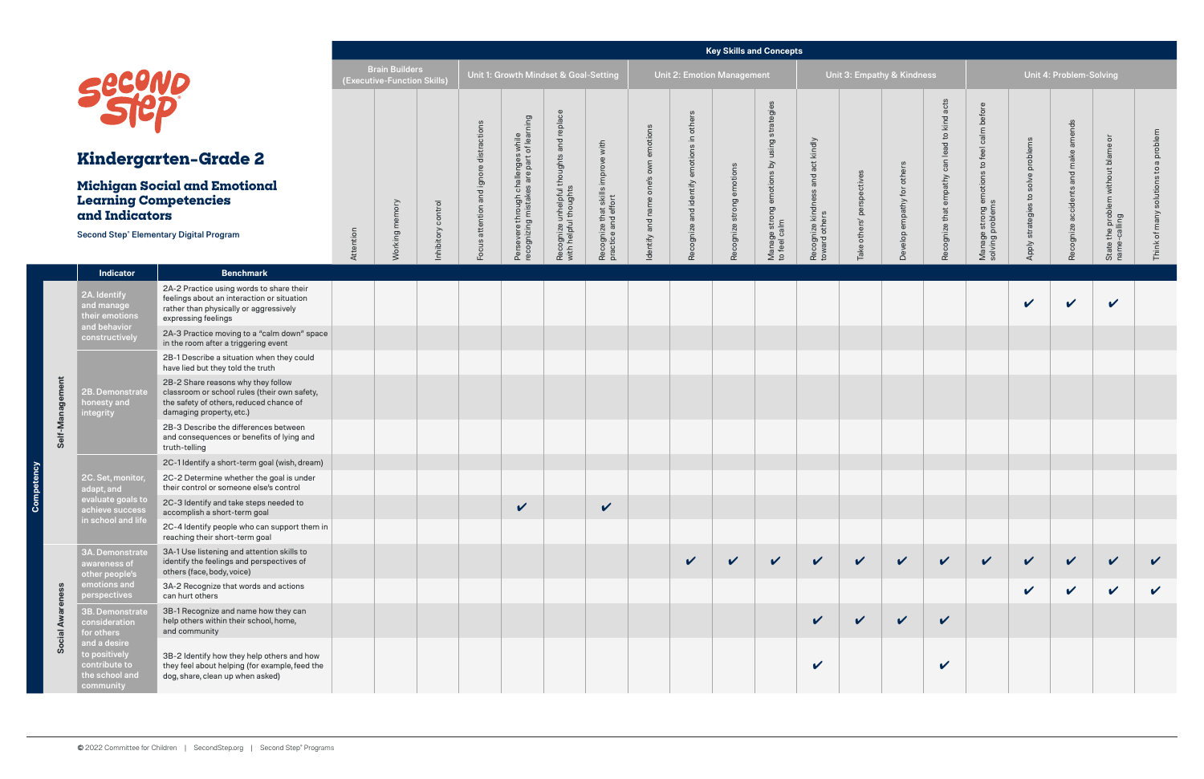# Kindergarten–Grade 2

## Michigan Social and Emotional Learning Competencies and Indicators

Second Step® Elementary Digital Program

| Competency | Indicator | Benchmark | Key Skills and Concepts | | | | | | | | | | | | | | | | | | | |
|---|---|---|---|---|---|---|---|---|---|---|---|---|---|---|---|---|---|---|---|---|---|---|
| | | | Brain Builders (Executive-Function Skills) | | | Unit 1: Growth Mindset & Goal-Setting | | | | Unit 2: Emotion Management | | | | Unit 3: Empathy & Kindness | | | | Unit 4: Problem-Solving | | | | |
| | | | Attention | Working memory | Inhibitory control | Focus attention and ignore distractions | Persevere through challenges while recognizing mistakes are part of learning | Recognize unhelpful thoughts and replace with helpful thoughts | Recognize that skills improve with practice and effort | Identify and name one's own emotions | Recognize and identify emotions in others | Recognize strong emotions | Manage strong emotions by using strategies to feel calm | Recognize kindness and act kindly toward others | Take others' perspectives | Develop empathy for others | Recognize that empathy can lead to kind acts | Manage strong emotions to feel calm before solving problems | Apply strategies to solve problems | Recognize accidents and make amends | State the problem without blame or name-calling | Think of many solutions to a problem |
| Self-Management | 2A. Identify and manage their emotions and behavior constructively | 2A-2 Practice using words to share their feelings about an interaction or situation rather than physically or aggressively expressing feelings | | | | | | | | | | | | | | | | | ✔ | ✔ | ✔ | |
| | | 2A-3 Practice moving to a "calm down" space in the room after a triggering event | | | | | | | | | | | | | | | | | | | | |
| | 2B. Demonstrate honesty and integrity | 2B-1 Describe a situation when they could have lied but they told the truth | | | | | | | | | | | | | | | | | | | | |
| | | 2B-2 Share reasons why they follow classroom or school rules (their own safety, the safety of others, reduced chance of damaging property, etc.) | | | | | | | | | | | | | | | | | | | | |
| | | 2B-3 Describe the differences between and consequences or benefits of lying and truth-telling | | | | | | | | | | | | | | | | | | | | |
| | 2C. Set, monitor, adapt, and evaluate goals to achieve success in school and life | 2C-1 Identify a short-term goal (wish, dream) | | | | | | | | | | | | | | | | | | | | |
| | | 2C-2 Determine whether the goal is under their control or someone else's control | | | | | | | | | | | | | | | | | | | | |
| | | 2C-3 Identify and take steps needed to accomplish a short-term goal | | | | | ✔ | | ✔ | | | | | | | | | | | | | |
| | | 2C-4 Identify people who can support them in reaching their short-term goal | | | | | | | | | | | | | | | | | | | | |
| Social Awareness | 3A. Demonstrate awareness of other people's emotions and perspectives | 3A-1 Use listening and attention skills to identify the feelings and perspectives of others (face, body, voice) | | | | | | | | | ✔ | ✔ | ✔ | ✔ | ✔ | ✔ | ✔ | ✔ | ✔ | ✔ | ✔ | ✔ |
| | | 3A-2 Recognize that words and actions can hurt others | | | | | | | | | | | | | | | | | ✔ | ✔ | ✔ | ✔ |
| | 3B. Demonstrate consideration for others and a desire to positively contribute to the school and community | 3B-1 Recognize and name how they can help others within their school, home, and community | | | | | | | | | | | | ✔ | ✔ | ✔ | ✔ | | | | | |
| | | 3B-2 Identify how they help others and how they feel about helping (for example, feed the dog, share, clean up when asked) | | | | | | | | | | | | ✔ | | | ✔ | | | | | |

© 2022 Committee for Children | SecondStep.org | Second Step® Programs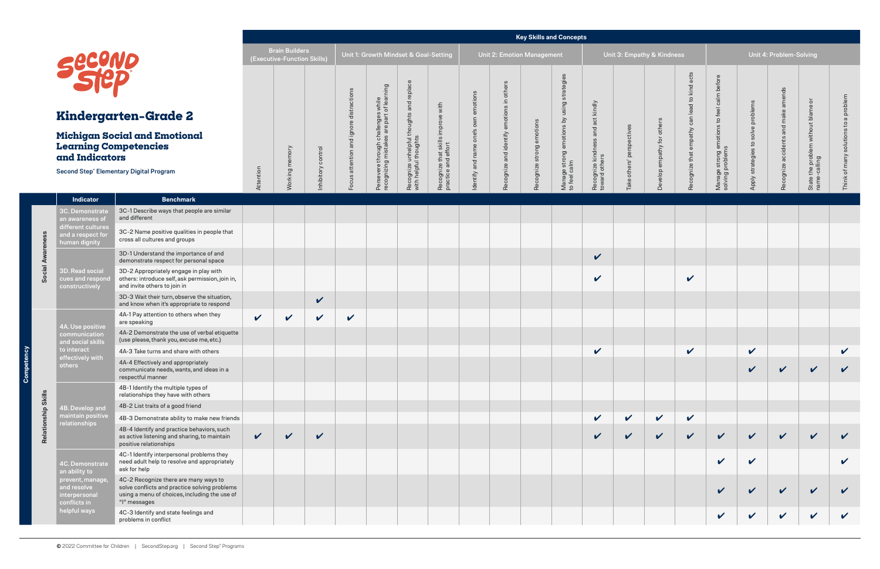# Kindergarten–Grade 2

## Michigan Social and Emotional Learning Competencies and Indicators

**Second Step® Elementary Digital Program**

| Competency | Indicator | Benchmark | Key Skills and Concepts | | | | | | | | | | | | | | | | | | | |
|---|---|---|---|---|---|---|---|---|---|---|---|---|---|---|---|---|---|---|---|---|---|---|
| | | | Brain Builders (Executive-Function Skills) | | | Unit 1: Growth Mindset & Goal-Setting | | | | Unit 2: Emotion Management | | | | Unit 3: Empathy & Kindness | | | | Unit 4: Problem-Solving | | | | |
| | | | Attention | Working memory | Inhibitory control | Focus attention and ignore distractions | Persevere through challenges while recognizing mistakes are part of learning | Recognize unhelpful thoughts and replace with helpful thoughts | Recognize that skills improve with practice and effort | Identify and name one's own emotions | Recognize and identify emotions in others | Recognize strong emotions | Manage strong emotions by using strategies to feel calm | Recognize kindness and act kindly toward others | Take others' perspectives | Develop empathy for others | Recognize that empathy can lead to kind acts | Manage strong emotions to feel calm before solving problems | Apply strategies to solve problems | Recognize accidents and make amends | State the problem without blame or name-calling | Think of many solutions to a problem |
| Social Awareness | 3C. Demonstrate an awareness of different cultures and a respect for human dignity | 3C-1 Describe ways that people are similar and different | | | | | | | | | | | | | | | | | | | | |
| | | 3C-2 Name positive qualities in people that cross all cultures and groups | | | | | | | | | | | | | | | | | | | | |
| | 3D. Read social cues and respond constructively | 3D-1 Understand the importance of and demonstrate respect for personal space | | | | | | | | | | | | ✔ | | | | | | | | |
| | | 3D-2 Appropriately engage in play with others: introduce self, ask permission, join in, and invite others to join in | | | | | | | | | | | | ✔ | | | ✔ | | | | | |
| | | 3D-3 Wait their turn, observe the situation, and know when it's appropriate to respond | | | ✔ | | | | | | | | | | | | | | | | | |
| Relationship Skills | 4A. Use positive communication and social skills to interact effectively with others | 4A-1 Pay attention to others when they are speaking | ✔ | ✔ | ✔ | ✔ | | | | | | | | | | | | | | | | |
| | | 4A-2 Demonstrate the use of verbal etiquette (use please, thank you, excuse me, etc.) | | | | | | | | | | | | | | | | | | | | |
| | | 4A-3 Take turns and share with others | | | | | | | | | | | | ✔ | | | ✔ | | ✔ | | | ✔ |
| | | 4A-4 Effectively and appropriately communicate needs, wants, and ideas in a respectful manner | | | | | | | | | | | | | | | | | ✔ | ✔ | ✔ | ✔ |
| | 4B. Develop and maintain positive relationships | 4B-1 Identify the multiple types of relationships they have with others | | | | | | | | | | | | | | | | | | | | |
| | | 4B-2 List traits of a good friend | | | | | | | | | | | | | | | | | | | | |
| | | 4B-3 Demonstrate ability to make new friends | | | | | | | | | | | | ✔ | ✔ | ✔ | ✔ | | | | | |
| | | 4B-4 Identify and practice behaviors, such as active listening and sharing, to maintain positive relationships | ✔ | ✔ | ✔ | | | | | | | | | ✔ | ✔ | ✔ | ✔ | ✔ | ✔ | ✔ | ✔ | ✔ |
| | 4C. Demonstrate an ability to prevent, manage, and resolve interpersonal conflicts in helpful ways | 4C-1 Identify interpersonal problems they need adult help to resolve and appropriately ask for help | | | | | | | | | | | | | | | | ✔ | ✔ | | | ✔ |
| | | 4C-2 Recognize there are many ways to solve conflicts and practice solving problems using a menu of choices, including the use of "I" messages | | | | | | | | | | | | | | | | ✔ | ✔ | ✔ | ✔ | ✔ |
| | | 4C-3 Identify and state feelings and problems in conflict | | | | | | | | | | | | | | | | ✔ | ✔ | ✔ | ✔ | ✔ |

© 2022 Committee for Children | SecondStep.org | Second Step® Programs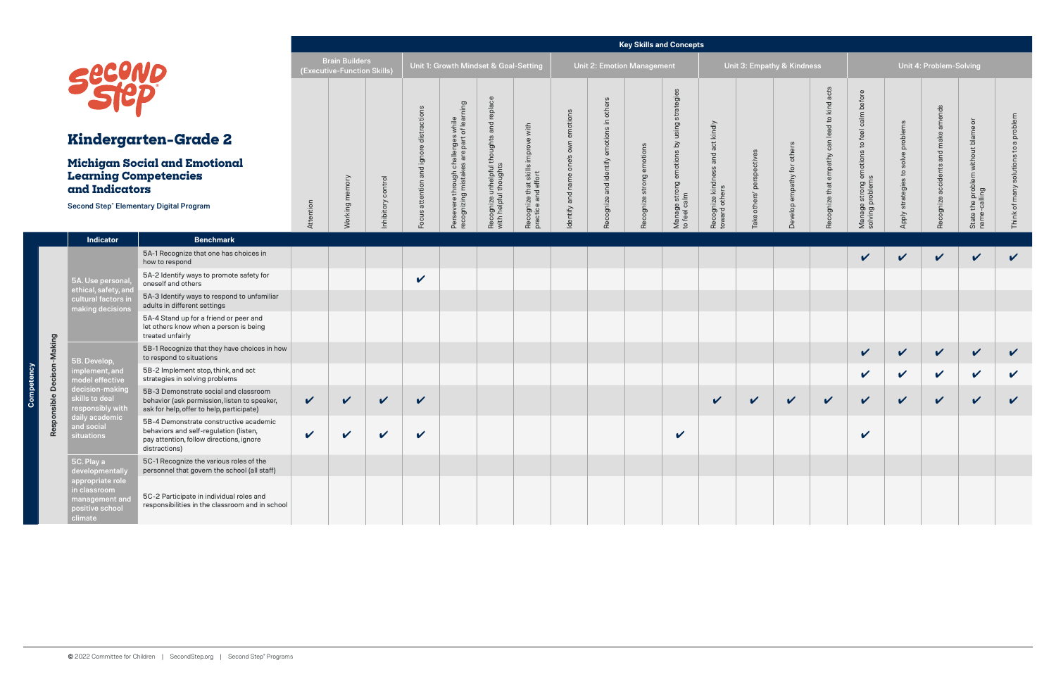# Kindergarten–Grade 2

## Michigan Social and Emotional Learning Competencies and Indicators

**Second Step® Elementary Digital Program**

**Key Skills and Concepts**

| Competency | Indicator | Benchmark | Brain Builders (Executive-Function Skills) | | | Unit 1: Growth Mindset & Goal-Setting | | | | Unit 2: Emotion Management | | | | Unit 3: Empathy & Kindness | | | | Unit 4: Problem-Solving | | | | |
|---|---|---|---|---|---|---|---|---|---|---|---|---|---|---|---|---|---|---|---|---|---|---|
| | | | Attention | Working memory | Inhibitory control | Focus attention and ignore distractions | Persevere through challenges while recognizing mistakes are part of learning | Recognize unhelpful thoughts and replace with helpful thoughts | Recognize that skills improve with practice and effort | Identify and name one's own emotions | Recognize and identify emotions in others | Recognize strong emotions | Manage strong emotions by using strategies to feel calm | Recognize kindness and act kindly toward others | Take others' perspectives | Develop empathy for others | Recognize that empathy can lead to kind acts | Manage strong emotions to feel calm before solving problems | Apply strategies to solve problems | Recognize accidents and make amends | State the problem without blame or name-calling | Think of many solutions to a problem |
| Responsible Decison-Making | 5A. Use personal, ethical, safety, and cultural factors in making decisions | 5A-1 Recognize that one has choices in how to respond | | | | | | | | | | | | | | | | ✔ | ✔ | ✔ | ✔ | ✔ |
| | | 5A-2 Identify ways to promote safety for oneself and others | | | | ✔ | | | | | | | | | | | | | | | | |
| | | 5A-3 Identify ways to respond to unfamiliar adults in different settings | | | | | | | | | | | | | | | | | | | | |
| | | 5A-4 Stand up for a friend or peer and let others know when a person is being treated unfairly | | | | | | | | | | | | | | | | | | | | |
| | 5B. Develop, implement, and model effective decision-making skills to deal responsibly with daily academic and social situations | 5B-1 Recognize that they have choices in how to respond to situations | | | | | | | | | | | | | | | | ✔ | ✔ | ✔ | ✔ | ✔ |
| | | 5B-2 Implement stop, think, and act strategies in solving problems | | | | | | | | | | | | | | | | ✔ | ✔ | ✔ | ✔ | ✔ |
| | | 5B-3 Demonstrate social and classroom behavior (ask permission, listen to speaker, ask for help, offer to help, participate) | ✔ | ✔ | ✔ | ✔ | | | | | | | | ✔ | ✔ | ✔ | ✔ | ✔ | ✔ | ✔ | ✔ | ✔ |
| | | 5B-4 Demonstrate constructive academic behaviors and self-regulation (listen, pay attention, follow directions, ignore distractions) | ✔ | ✔ | ✔ | ✔ | | | | | | | ✔ | | | | | ✔ | | | | |
| | 5C. Play a developmentally appropriate role in classroom management and positive school climate | 5C-1 Recognize the various roles of the personnel that govern the school (all staff) | | | | | | | | | | | | | | | | | | | | |
| | | 5C-2 Participate in individual roles and responsibilities in the classroom and in school | | | | | | | | | | | | | | | | | | | | |

© 2022 Committee for Children | SecondStep.org | Second Step® Programs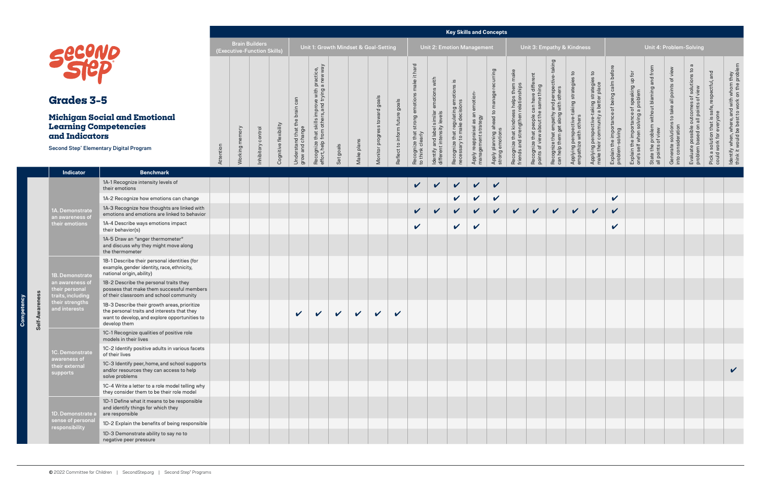# Second Step

## Grades 3-5

### Michigan Social and Emotional Learning Competencies and Indicators

Second Step® Elementary Digital Program

| Competency | Indicator | Benchmark | Key Skills and Concepts: Brain Builders (Executive-Function Skills) | | | | Unit 1: Growth Mindset & Goal-Setting | | | | | | Unit 2: Emotion Management | | | | | Unit 3: Empathy & Kindness | | | | | Unit 4: Problem-Solving | | | | | | |
|---|---|---|---|---|---|---|---|---|---|---|---|---|---|---|---|---|---|---|---|---|---|---|---|---|---|---|---|---|---|
| | | | Attention | Working memory | Inhibitory control | Cognitive flexibility | Understand that the brain can grow and change | Recognize that skills improve with practice, effort, help from others, and trying a new way | Set goals | Make plans | Monitor progress toward goals | Reflect to inform future goals | Recognize that strong emotions make it hard to think clearly | Identify and label similar emotions with different intensity levels | Recognize that regulating emotions is necessary to make decisions | Apply reappraisal as an emotion-management strategy | Apply planning ahead to manage recurring strong emotions | Recognize that kindness helps them make friends and strengthen relationships | Recognize that people can have different points of view about the same thing | Recognize that empathy and perspective-taking can help them get along with others | Applying perspective-taking strategies to empathize with others | Applying perspective-taking strategies to make their community a better place | Explain the importance of being calm before problem-solving | Explain the importance of speaking up for one's self when solving a problem | State the problem without blaming and from all points of view | Generate solutions to take all points of view into consideration | Evaluate possible outcomes of solutions to a problem based on all points of view | Pick a solution that is safe, respectful, and could work for everyone | Identify when, where, and with whom they think it would be best to work on the problem |
| Self-Awareness | 1A. Demonstrate an awareness of their emotions | 1A-1 Recognize intensity levels of their emotions | | | | | | | | | | | ✔ | ✔ | ✔ | ✔ | ✔ | | | | | | | | | | | | |
| | | 1A-2 Recognize how emotions can change | | | | | | | | | | | | | ✔ | ✔ | ✔ | | | | | | ✔ | | | | | | |
| | | 1A-3 Recognize how thoughts are linked with emotions and emotions are linked to behavior | | | | | | | | | | | ✔ | ✔ | ✔ | ✔ | ✔ | ✔ | ✔ | ✔ | ✔ | ✔ | ✔ | | | | | | |
| | | 1A-4 Describe ways emotions impact their behavior(s) | | | | | | | | | | | ✔ | | ✔ | ✔ | | | | | | | ✔ | | | | | | |
| | | 1A-5 Draw an "anger thermometer" and discuss why they might move along the thermometer | | | | | | | | | | | | | | | | | | | | | | | | | | | |
| | 1B. Demonstrate an awareness of their personal traits, including their strengths and interests | 1B-1 Describe their personal identities (for example, gender identity, race, ethnicity, national origin, ability) | | | | | | | | | | | | | | | | | | | | | | | | | | | |
| | | 1B-2 Describe the personal traits they possess that make them successful members of their classroom and school community | | | | | | | | | | | | | | | | | | | | | | | | | | | |
| | | 1B-3 Describe their growth areas, prioritize the personal traits and interests that they want to develop, and explore opportunities to develop them | | | | | ✔ | ✔ | ✔ | ✔ | ✔ | ✔ | | | | | | | | | | | | | | | | | |
| | 1C. Demonstrate awareness of their external supports | 1C-1 Recognize qualities of positive role models in their lives | | | | | | | | | | | | | | | | | | | | | | | | | | | |
| | | 1C-2 Identify positive adults in various facets of their lives | | | | | | | | | | | | | | | | | | | | | | | | | | | |
| | | 1C-3 Identify peer, home, and school supports and/or resources they can access to help solve problems | | | | | | | | | | | | | | | | | | | | | | | | | | | ✔ |
| | | 1C-4 Write a letter to a role model telling why they consider them to be their role model | | | | | | | | | | | | | | | | | | | | | | | | | | | |
| | 1D. Demonstrate a sense of personal responsibility | 1D-1 Define what it means to be responsible and identify things for which they are responsible | | | | | | | | | | | | | | | | | | | | | | | | | | | |
| | | 1D-2 Explain the benefits of being responsible | | | | | | | | | | | | | | | | | | | | | | | | | | | |
| | | 1D-3 Demonstrate ability to say no to negative peer pressure | | | | | | | | | | | | | | | | | | | | | | | | | | | |

© 2022 Committee for Children | SecondStep.org | Second Step® Programs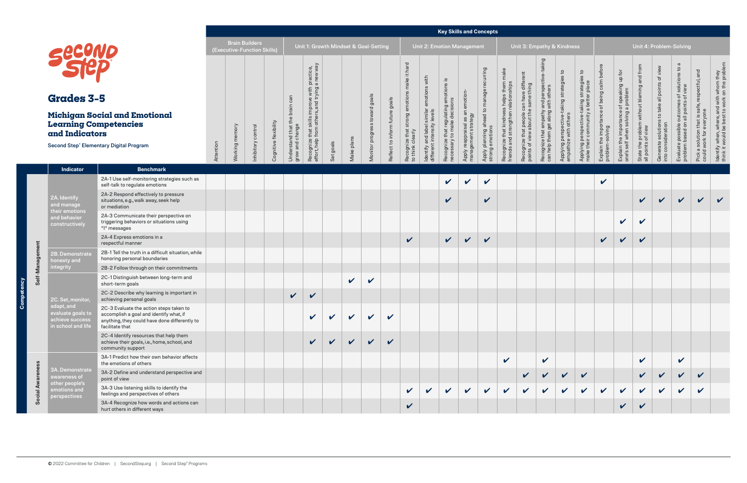# Grades 3-5

## Michigan Social and Emotional Learning Competencies and Indicators

Second Step® Elementary Digital Program

**Key Skills and Concepts**

| Competency | Indicator | Benchmark | Brain Builders (Executive-Function Skills) | | | | Unit 1: Growth Mindset & Goal-Setting | | | | | | Unit 2: Emotion Management | | | | | Unit 3: Empathy & Kindness | | | | | Unit 4: Problem-Solving | | | | | | |
|---|---|---|---|---|---|---|---|---|---|---|---|---|---|---|---|---|---|---|---|---|---|---|---|---|---|---|---|---|---|
| | | | Attention | Working memory | Inhibitory control | Cognitive flexibility | Understand that the brain can grow and change | Recognize that skills improve with practice, effort, help from others, and trying a new way | Set goals | Make plans | Monitor progress toward goals | Reflect to inform future goals | Recognize that strong emotions make it hard to think clearly | Identify and label similar emotions with different intensity levels | Recognize that regulating emotions is necessary to make decisions | Apply reappraisal as an emotion-management strategy | Apply planning ahead to manage recurring strong emotions | Recognize that kindness helps them make friends and strengthen relationships | Recognize that people can have different points of view about the same thing | Recognize that empathy and perspective-taking can help them get along with others | Applying perspective-taking strategies to empathize with others | Applying perspective-taking strategies to make their community a better place | Explain the importance of being calm before problem-solving | Explain the importance of speaking up for one's self when solving a problem | State the problem without blaming and from all points of view | Generate solutions to take all points of view into consideration | Evaluate possible outcomes of solutions to a problem based on all points of view | Pick a solution that is safe, respectful, and could work for everyone | Identify when, where, and with whom they think it would be best to work on the problem |
| Self-Management | 2A. Identify and manage their emotions and behavior constructively | 2A-1 Use self-monitoring strategies such as self-talk to regulate emotions | | | | | | | | | | | | | ✔ | ✔ | ✔ | | | | | | ✔ | | | | | | |
| | | 2A-2 Respond effectively to pressure situations, e.g., walk away, seek help or mediation | | | | | | | | | | | | | ✔ | | ✔ | | | | | | | | ✔ | ✔ | ✔ | ✔ | ✔ |
| | | 2A-3 Communicate their perspective on triggering behaviors or situations using "I" messages | | | | | | | | | | | | | | | | | | | | | | ✔ | ✔ | | | | |
| | | 2A-4 Express emotions in a respectful manner | | | | | | | | | | | ✔ | | ✔ | ✔ | ✔ | | | | | | ✔ | ✔ | ✔ | | | | |
| | 2B. Demonstrate honesty and integrity | 2B-1 Tell the truth in a difficult situation, while honoring personal boundaries | | | | | | | | | | | | | | | | | | | | | | | | | | | |
| | | 2B-2 Follow through on their commitments | | | | | | | | | | | | | | | | | | | | | | | | | | | |
| | 2C. Set, monitor, adapt, and evaluate goals to achieve success in school and life | 2C-1 Distinguish between long-term and short-term goals | | | | | | | | ✔ | ✔ | | | | | | | | | | | | | | | | | | |
| | | 2C-2 Describe why learning is important in achieving personal goals | | | | | ✔ | ✔ | | | | | | | | | | | | | | | | | | | | | |
| | | 2C-3 Evaluate the action steps taken to accomplish a goal and identify what, if anything, they could have done differently to facilitate that | | | | | | ✔ | ✔ | ✔ | ✔ | ✔ | | | | | | | | | | | | | | | | | |
| | | 2C-4 Identify resources that help them achieve their goals, i.e., home, school, and community support | | | | | | ✔ | ✔ | ✔ | ✔ | ✔ | | | | | | | | | | | | | | | | | |
| Social Awareness | 3A. Demonstrate awareness of other people's emotions and perspectives | 3A-1 Predict how their own behavior affects the emotions of others | | | | | | | | | | | | | | | | ✔ | | ✔ | | | | | ✔ | | ✔ | | |
| | | 3A-2 Define and understand perspective and point of view | | | | | | | | | | | | | | | | | ✔ | ✔ | ✔ | ✔ | | | ✔ | ✔ | ✔ | ✔ | |
| | | 3A-3 Use listening skills to identify the feelings and perspectives of others | | | | | | | | | | | ✔ | ✔ | ✔ | ✔ | ✔ | ✔ | ✔ | ✔ | ✔ | ✔ | ✔ | ✔ | ✔ | ✔ | ✔ | ✔ | |
| | | 3A-4 Recognize how words and actions can hurt others in different ways | | | | | | | | | | | ✔ | | | | | | | | | | | ✔ | ✔ | | | | |

© 2022 Committee for Children | SecondStep.org | Second Step® Programs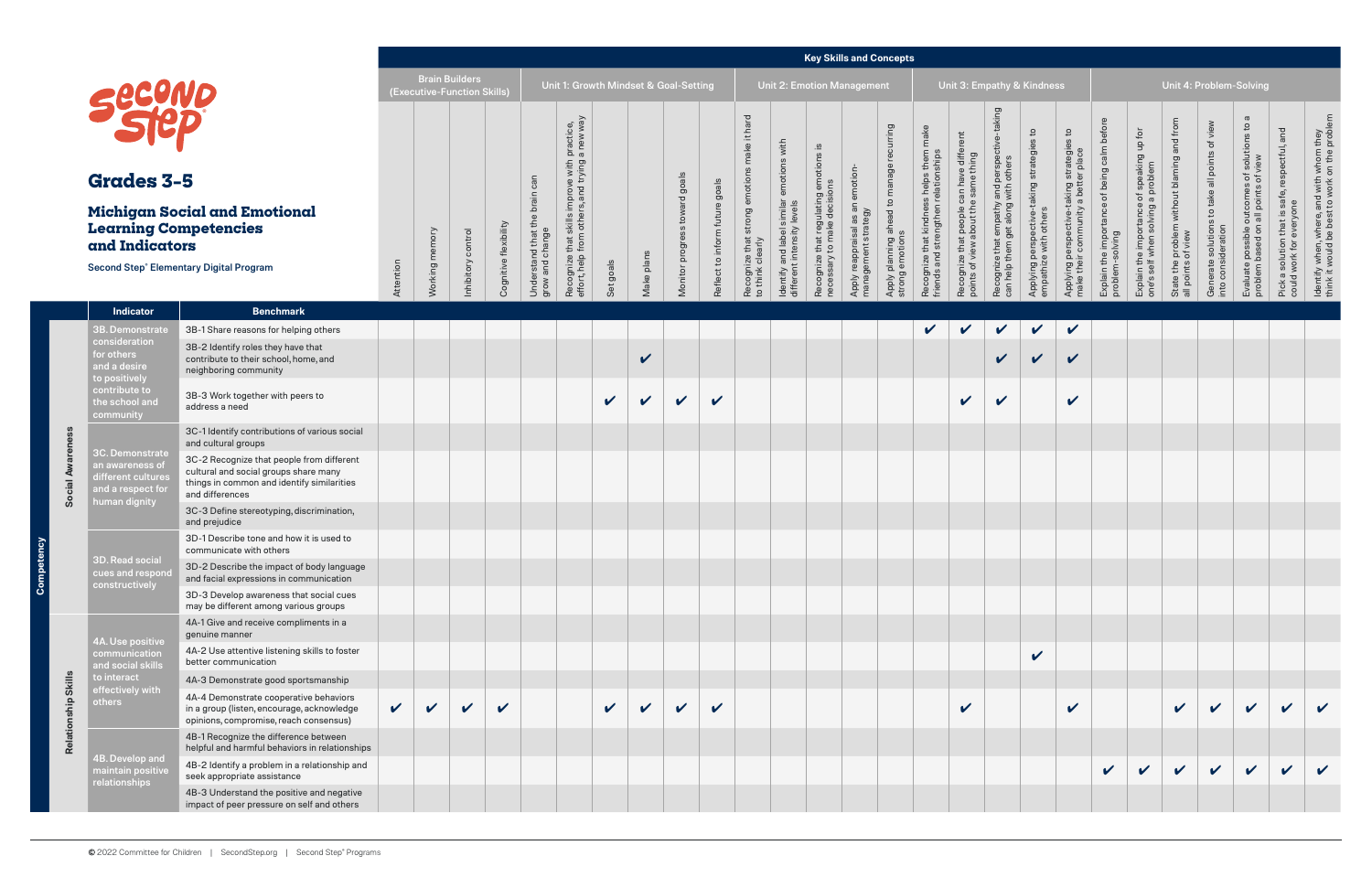# Grades 3-5

## Michigan Social and Emotional Learning Competencies and Indicators

Second Step® Elementary Digital Program

**Key Skills and Concepts**

| Competency | | Indicator | Benchmark | Brain Builders (Executive-Function Skills) | | | | Unit 1: Growth Mindset & Goal-Setting | | | | | | Unit 2: Emotion Management | | | | | Unit 3: Empathy & Kindness | | | | | Unit 4: Problem-Solving | | | | | | |
|---|---|---|---|---|---|---|---|---|---|---|---|---|---|---|---|---|---|---|---|---|---|---|---|---|---|---|---|---|---|---|
| | | | | Attention | Working memory | Inhibitory control | Cognitive flexibility | Understand that the brain can grow and change | Recognize that skills improve with practice, effort, help from others, and trying a new way | Set goals | Make plans | Monitor progress toward goals | Reflect to inform future goals | Recognize that strong emotions make it hard to think clearly | Identify and label similar emotions with different intensity levels | Recognize that regulating emotions is necessary to make decisions | Apply reappraisal as an emotion-management strategy | Apply planning ahead to manage recurring strong emotions | Recognize that kindness helps them make friends and strengthen relationships | Recognize that people can have different points of view about the same thing | Recognize that empathy and perspective-taking can help them get along with others | Applying perspective-taking strategies to empathize with others | Applying perspective-taking strategies to make their community a better place | Explain the importance of being calm before problem-solving | Explain the importance of speaking up for one's self when solving a problem | State the problem without blaming and from all points of view | Generate solutions to take all points of view into consideration | Evaluate possible outcomes of solutions to a problem based on all points of view | Pick a solution that is safe, respectful, and could work for everyone | Identify when, where, and with whom they think it would be best to work on the problem |
| Social Awareness | | 3B. Demonstrate consideration for others and a desire to positively contribute to the school and community | 3B-1 Share reasons for helping others | | | | | | | | | | | | | | | | ✔ | ✔ | ✔ | ✔ | ✔ | | | | | | | |
| | | | 3B-2 Identify roles they have that contribute to their school, home, and neighboring community | | | | | | | | ✔ | | | | | | | | | | ✔ | ✔ | ✔ | | | | | | | |
| | | | 3B-3 Work together with peers to address a need | | | | | | | ✔ | ✔ | ✔ | ✔ | | | | | | | ✔ | ✔ | | ✔ | | | | | | | |
| | | 3C. Demonstrate an awareness of different cultures and a respect for human dignity | 3C-1 Identify contributions of various social and cultural groups | | | | | | | | | | | | | | | | | | | | | | | | | | | |
| | | | 3C-2 Recognize that people from different cultural and social groups share many things in common and identify similarities and differences | | | | | | | | | | | | | | | | | | | | | | | | | | | |
| | | | 3C-3 Define stereotyping, discrimination, and prejudice | | | | | | | | | | | | | | | | | | | | | | | | | | | |
| | | 3D. Read social cues and respond constructively | 3D-1 Describe tone and how it is used to communicate with others | | | | | | | | | | | | | | | | | | | | | | | | | | | |
| | | | 3D-2 Describe the impact of body language and facial expressions in communication | | | | | | | | | | | | | | | | | | | | | | | | | | | |
| | | | 3D-3 Develop awareness that social cues may be different among various groups | | | | | | | | | | | | | | | | | | | | | | | | | | | |
| Relationship Skills | | 4A. Use positive communication and social skills to interact effectively with others | 4A-1 Give and receive compliments in a genuine manner | | | | | | | | | | | | | | | | | | | | | | | | | | | |
| | | | 4A-2 Use attentive listening skills to foster better communication | | | | | | | | | | | | | | | | | | | ✔ | | | | | | | | |
| | | | 4A-3 Demonstrate good sportsmanship | | | | | | | | | | | | | | | | | | | | | | | | | | | |
| | | | 4A-4 Demonstrate cooperative behaviors in a group (listen, encourage, acknowledge opinions, compromise, reach consensus) | ✔ | ✔ | ✔ | ✔ | | | ✔ | ✔ | ✔ | ✔ | | | | | | | ✔ | | | ✔ | | | ✔ | ✔ | ✔ | ✔ | ✔ |
| | | 4B. Develop and maintain positive relationships | 4B-1 Recognize the difference between helpful and harmful behaviors in relationships | | | | | | | | | | | | | | | | | | | | | | | | | | | |
| | | | 4B-2 Identify a problem in a relationship and seek appropriate assistance | | | | | | | | | | | | | | | | | | | | | ✔ | ✔ | ✔ | ✔ | ✔ | ✔ | ✔ |
| | | | 4B-3 Understand the positive and negative impact of peer pressure on self and others | | | | | | | | | | | | | | | | | | | | | | | | | | | |

© 2022 Committee for Children | SecondStep.org | Second Step® Programs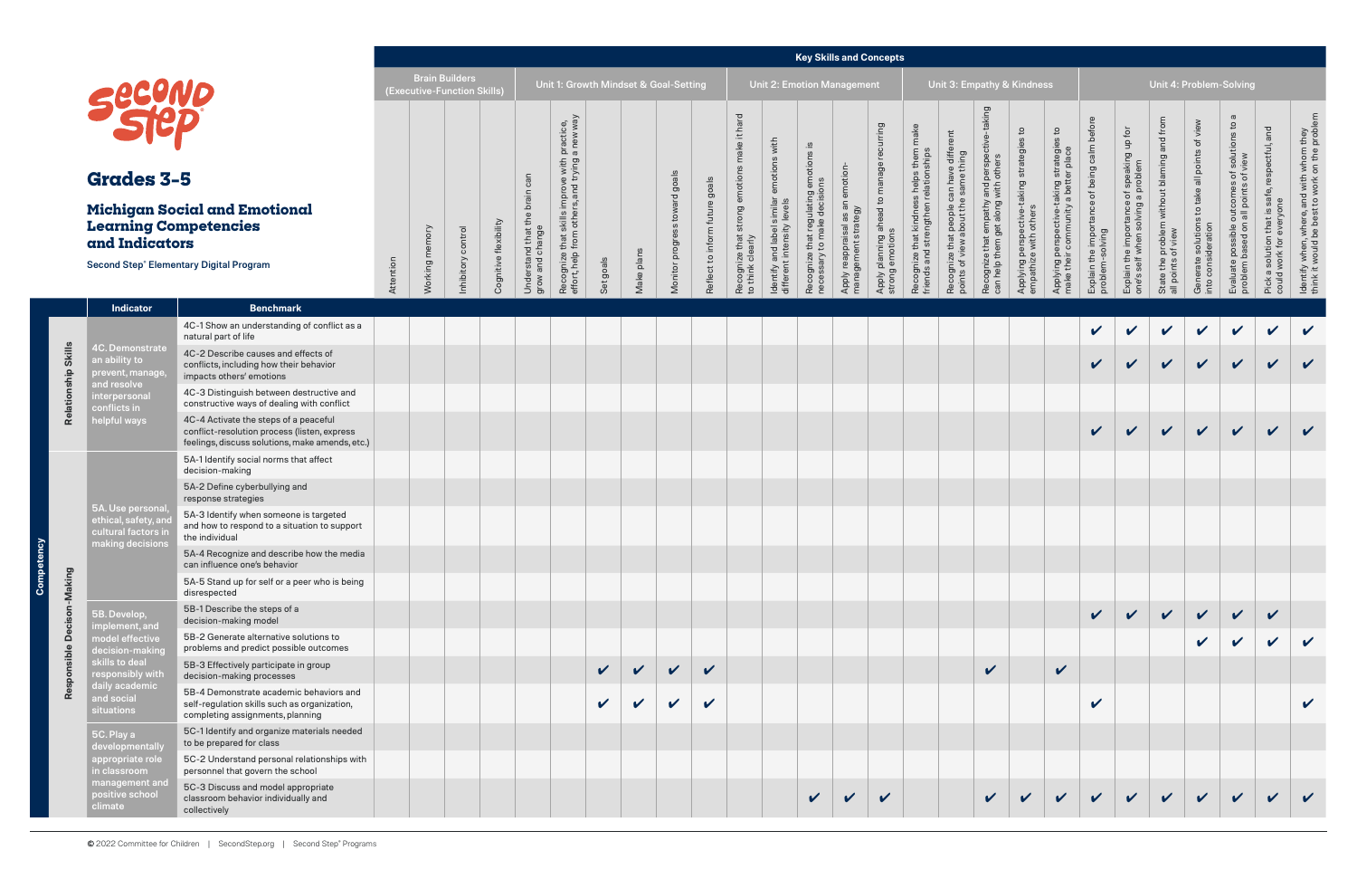# Grades 3-5

## Michigan Social and Emotional Learning Competencies and Indicators

**Second Step® Elementary Digital Program**

| Competency | Indicator | Benchmark | Brain Builders (Executive-Function Skills) | | | | Unit 1: Growth Mindset & Goal-Setting | | | | | | Unit 2: Emotion Management | | | | | Unit 3: Empathy & Kindness | | | | | Unit 4: Problem-Solving | | | | | | |
|---|---|---|---|---|---|---|---|---|---|---|---|---|---|---|---|---|---|---|---|---|---|---|---|---|---|---|---|---|---|
| | | | Attention | Working memory | Inhibitory control | Cognitive flexibility | Understand that the brain can grow and change | Recognize that skills improve with practice, effort, help from others, and trying a new way | Set goals | Make plans | Monitor progress toward goals | Reflect to inform future goals | Recognize that strong emotions make it hard to think clearly | Identify and label similar emotions with different intensity levels | Recognize that regulating emotions is necessary to make decisions | Apply reappraisal as an emotion-management strategy | Apply planning ahead to manage recurring strong emotions | Recognize that kindness helps them make friends and strengthen their relationships | Recognize that people can have different points of view about the same thing | Recognize that empathy and perspective-taking can help them get along with others | Applying perspective-taking strategies to empathize with others | Applying perspective-taking strategies to make their community a better place | Explain the importance of being calm before problem-solving | Explain the importance of speaking up for one's self when solving a problem | State the problem without blaming and from all points of view | Generate solutions to take all points of view into consideration | Evaluate possible outcomes of solutions to a problem based on all points of view | Pick a solution that is safe, respectful, and could work for everyone | Identify when, where, and with whom they think it would be best to work on the problem |
| Relationship Skills | 4C. Demonstrate an ability to prevent, manage, and resolve interpersonal conflicts in helpful ways | 4C-1 Show an understanding of conflict as a natural part of life | | | | | | | | | | | | | | | | | | | | | ✔ | ✔ | ✔ | ✔ | ✔ | ✔ | ✔ |
| | | 4C-2 Describe causes and effects of conflicts, including how their behavior impacts others' emotions | | | | | | | | | | | | | | | | | | | | | ✔ | ✔ | ✔ | ✔ | ✔ | ✔ | ✔ |
| | | 4C-3 Distinguish between destructive and constructive ways of dealing with conflict | | | | | | | | | | | | | | | | | | | | | | | | | | | |
| | | 4C-4 Activate the steps of a peaceful conflict-resolution process (listen, express feelings, discuss solutions, make amends, etc.) | | | | | | | | | | | | | | | | | | | | | ✔ | ✔ | ✔ | ✔ | ✔ | ✔ | ✔ |
| Responsible Decision-Making | 5A. Use personal, ethical, safety, and cultural factors in making decisions | 5A-1 Identify social norms that affect decision-making | | | | | | | | | | | | | | | | | | | | | | | | | | | |
| | | 5A-2 Define cyberbullying and response strategies | | | | | | | | | | | | | | | | | | | | | | | | | | | |
| | | 5A-3 Identify when someone is targeted and how to respond to a situation to support the individual | | | | | | | | | | | | | | | | | | | | | | | | | | | |
| | | 5A-4 Recognize and describe how the media can influence one's behavior | | | | | | | | | | | | | | | | | | | | | | | | | | | |
| | | 5A-5 Stand up for self or a peer who is being disrespected | | | | | | | | | | | | | | | | | | | | | | | | | | | |
| | 5B. Develop, implement, and model effective decision-making skills to deal responsibly with daily academic and social situations | 5B-1 Describe the steps of a decision-making model | | | | | | | | | | | | | | | | | | | | | ✔ | ✔ | ✔ | ✔ | ✔ | ✔ | |
| | | 5B-2 Generate alternative solutions to problems and predict possible outcomes | | | | | | | | | | | | | | | | | | | | | | | | ✔ | ✔ | ✔ | ✔ |
| | | 5B-3 Effectively participate in group decision-making processes | | | | | | | ✔ | ✔ | ✔ | ✔ | | | | | | | | ✔ | | ✔ | | | | | | | |
| | | 5B-4 Demonstrate academic behaviors and self-regulation skills such as organization, completing assignments, planning | | | | | | | ✔ | ✔ | ✔ | ✔ | | | | | | | | | | | ✔ | | | | | | ✔ |
| | 5C. Play a developmentally appropriate role in classroom management and positive school climate | 5C-1 Identify and organize materials needed to be prepared for class | | | | | | | | | | | | | | | | | | | | | | | | | | | |
| | | 5C-2 Understand personal relationships with personnel that govern the school | | | | | | | | | | | | | | | | | | | | | | | | | | | |
| | | 5C-3 Discuss and model appropriate classroom behavior individually and collectively | | | | | | | | | | | | | ✔ | ✔ | ✔ | | | ✔ | ✔ | ✔ | ✔ | ✔ | ✔ | ✔ | ✔ | ✔ | ✔ |

© 2022 Committee for Children | SecondStep.org | Second Step® Programs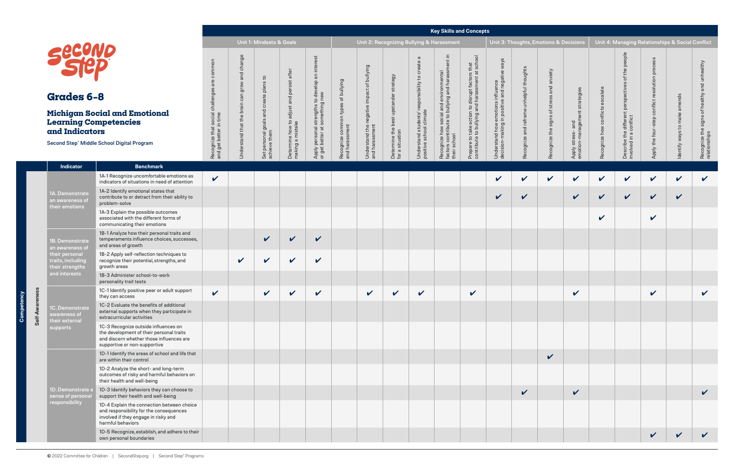# Grades 6-8

## Michigan Social and Emotional Learning Competencies and Indicators

**Second Step® Middle School Digital Program**

| Competency | Indicator | Benchmark | Key Skills and Concepts: Unit 1: Mindsets & Goals | | | | | Unit 2: Recognizing Bullying & Harassment | | | | | | Unit 3: Thoughts, Emotions & Decisions | | | | Unit 4: Managing Relationships & Social Conflict | | | | |
|---|---|---|---|---|---|---|---|---|---|---|---|---|---|---|---|---|---|---|---|---|---|---|
| | | | Recognize that social challenges are common and get better in time | Understand that the brain can grow and change | Set personal goals and create plans to achieve them | Determine how to adjust and persist after making a mistake | Apply personal strengths to develop an interest or get better at something new | Recognize common types of bullying and harassment | Understand the negative impact of bullying and harassment | Determine the best upstander strategy for a situation | Understand students' responsibility to create a positive school climate | Recognize how social and environmental factors contribute to bullying and harassment in their school | Prepare to take action to disrupt factors that contribute to bullying and harassment at school | Understand how emotions influence decision-making in positive and negative ways | Recognize and reframe unhelpful thoughts | Recognize the signs of stress and anxiety | Apply stress- and emotion-management strategies | Recognize how conflicts escalate | Describe the different perspectives of the people involved in a conflict | Apply the four-step conflict resolution process | Identify ways to make amends | Recognize the signs of healthy and unhealthy relationships |
| Self-Awareness | 1A. Demonstrate an awareness of their emotions | 1A-1 Recognize uncomfortable emotions as indicators of situations in need of attention | ✔ | | | | | | | | | | | ✔ | ✔ | ✔ | ✔ | ✔ | ✔ | ✔ | ✔ | ✔ |
| | | 1A-2 Identify emotional states that contribute to or detract from their ability to problem-solve | | | | | | | | | | | | ✔ | ✔ | | ✔ | ✔ | ✔ | ✔ | ✔ | |
| | | 1A-3 Explain the possible outcomes associated with the different forms of communicating their emotions | | | | | | | | | | | | | | | | ✔ | | ✔ | | |
| | 1B. Demonstrate an awareness of their personal traits, including their strengths and interests | 1B-1 Analyze how their personal traits and temperaments influence choices, successes, and areas of growth | | | ✔ | ✔ | ✔ | | | | | | | | | | | | | | | |
| | | 1B-2 Apply self-reflection techniques to recognize their potential, strengths, and growth areas | | ✔ | ✔ | ✔ | ✔ | | | | | | | | | | | | | | | |
| | | 1B-3 Administer school-to-work personality trait tests | | | | | | | | | | | | | | | | | | | | |
| | 1C. Demonstrate awareness of their external supports | 1C-1 Identify positive peer or adult support they can access | ✔ | | ✔ | ✔ | ✔ | | ✔ | ✔ | ✔ | | ✔ | | | | ✔ | | | ✔ | | ✔ |
| | | 1C-2 Evaluate the benefits of additional external supports when they participate in extracurricular activities | | | | | | | | | | | | | | | | | | | | |
| | | 1C-3 Recognize outside influences on the development of their personal traits and discern whether those influences are supportive or non-supportive | | | | | | | | | | | | | | | | | | | | |
| | 1D. Demonstrate a sense of personal responsibility | 1D-1 Identify the areas of school and life that are within their control | | | | | | | | | | | | | | ✔ | | | | | | |
| | | 1D-2 Analyze the short- and long-term outcomes of risky and harmful behaviors on their health and well-being | | | | | | | | | | | | | | | | | | | | |
| | | 1D-3 Identify behaviors they can choose to support their health and well-being | | | | | | | | | | | | | ✔ | | ✔ | | | | | ✔ |
| | | 1D-4 Explain the connection between choice and responsibility for the consequences involved if they engage in risky and harmful behaviors | | | | | | | | | | | | | | | | | | | | |
| | | 1D-5 Recognize, establish, and adhere to their own personal boundaries | | | | | | | | | | | | | | | | | | ✔ | ✔ | ✔ |

© 2022 Committee for Children | SecondStep.org | Second Step® Programs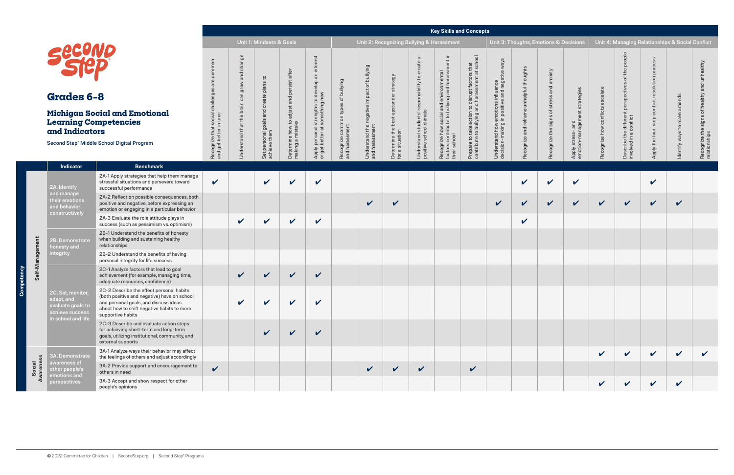# Grades 6-8

## Michigan Social and Emotional Learning Competencies and Indicators

Second Step® Middle School Digital Program

**Key Skills and Concepts**

| Competency | Indicator | Benchmark | Unit 1: Mindsets & Goals | | | | | Unit 2: Recognizing Bullying & Harassment | | | | | | Unit 3: Thoughts, Emotions & Decisions | | | | Unit 4: Managing Relationships & Social Conflict | | | | |
|---|---|---|---|---|---|---|---|---|---|---|---|---|---|---|---|---|---|---|---|---|---|---|
| | | | Recognize that social challenges are common and get better in time | Understand that the brain can grow and change | Set personal goals and create plans to achieve them | Determine how to adjust and persist after making a mistake | Apply personal strengths to develop an interest or get better at something new | Recognize common types of bullying and harassment | Understand the negative impact of bullying and harassment | Determine the best upstander strategy for a situation | Understand students' responsibility to create a positive school climate | Recognize how social and environmental factors contribute to bullying and harassment in their school | Prepare to take action to disrupt factors that contribute to bullying and harassment at school | Understand how emotions influence decision-making in positive and negative ways | Recognize and reframe unhelpful thoughts | Recognize the signs of stress and anxiety | Apply stress- and emotion-management strategies | Recognize how conflicts escalate | Describe the different perspectives of the people involved in a conflict | Apply the four-step conflict resolution process | Identify ways to make amends | Recognize the signs of healthy and unhealthy relationships |
| Self-Management | 2A. Identify and manage their emotions and behavior constructively | 2A-1 Apply strategies that help them manage stressful situations and persevere toward successful performance | ✔ | | ✔ | ✔ | ✔ | | | | | | | | ✔ | ✔ | ✔ | | | ✔ | | |
| | | 2A-2 Reflect on possible consequences, both positive and negative, before expressing an emotion or engaging in a particular behavior | | | | | | | ✔ | ✔ | | | | ✔ | ✔ | ✔ | ✔ | ✔ | ✔ | ✔ | ✔ | |
| | | 2A-3 Evaluate the role attitude plays in success (such as pessimism vs. optimism) | | ✔ | ✔ | ✔ | ✔ | | | | | | | | ✔ | | | | | | | |
| | 2B. Demonstrate honesty and integrity | 2B-1 Understand the benefits of honesty when building and sustaining healthy relationships | | | | | | | | | | | | | | | | | | | | |
| | | 2B-2 Understand the benefits of having personal integrity for life success | | | | | | | | | | | | | | | | | | | | |
| | 2C. Set, monitor, adapt, and evaluate goals to achieve success in school and life | 2C-1 Analyze factors that lead to goal achievement (for example, managing time, adequate resources, confidence) | | ✔ | ✔ | ✔ | ✔ | | | | | | | | | | | | | | | |
| | | 2C-2 Describe the effect personal habits (both positive and negative) have on school and personal goals, and discuss ideas about how to shift negative habits to more supportive habits | | ✔ | ✔ | ✔ | ✔ | | | | | | | | | | | | | | | |
| | | 2C-3 Describe and evaluate action steps for achieving short-term and long-term goals, utilizing institutional, community, and external supports | | | ✔ | ✔ | ✔ | | | | | | | | | | | | | | | |
| Social Awareness | 3A. Demonstrate awareness of other people's emotions and perspectives | 3A-1 Analyze ways their behavior may affect the feelings of others and adjust accordingly | | | | | | | | | | | | | | | | ✔ | ✔ | ✔ | ✔ | ✔ |
| | | 3A-2 Provide support and encouragement to others in need | ✔ | | | | | | ✔ | ✔ | ✔ | | ✔ | | | | | | | | | |
| | | 3A-3 Accept and show respect for other people's opinions | | | | | | | | | | | | | | | | ✔ | ✔ | ✔ | ✔ | |

© 2022 Committee for Children | SecondStep.org | Second Step® Programs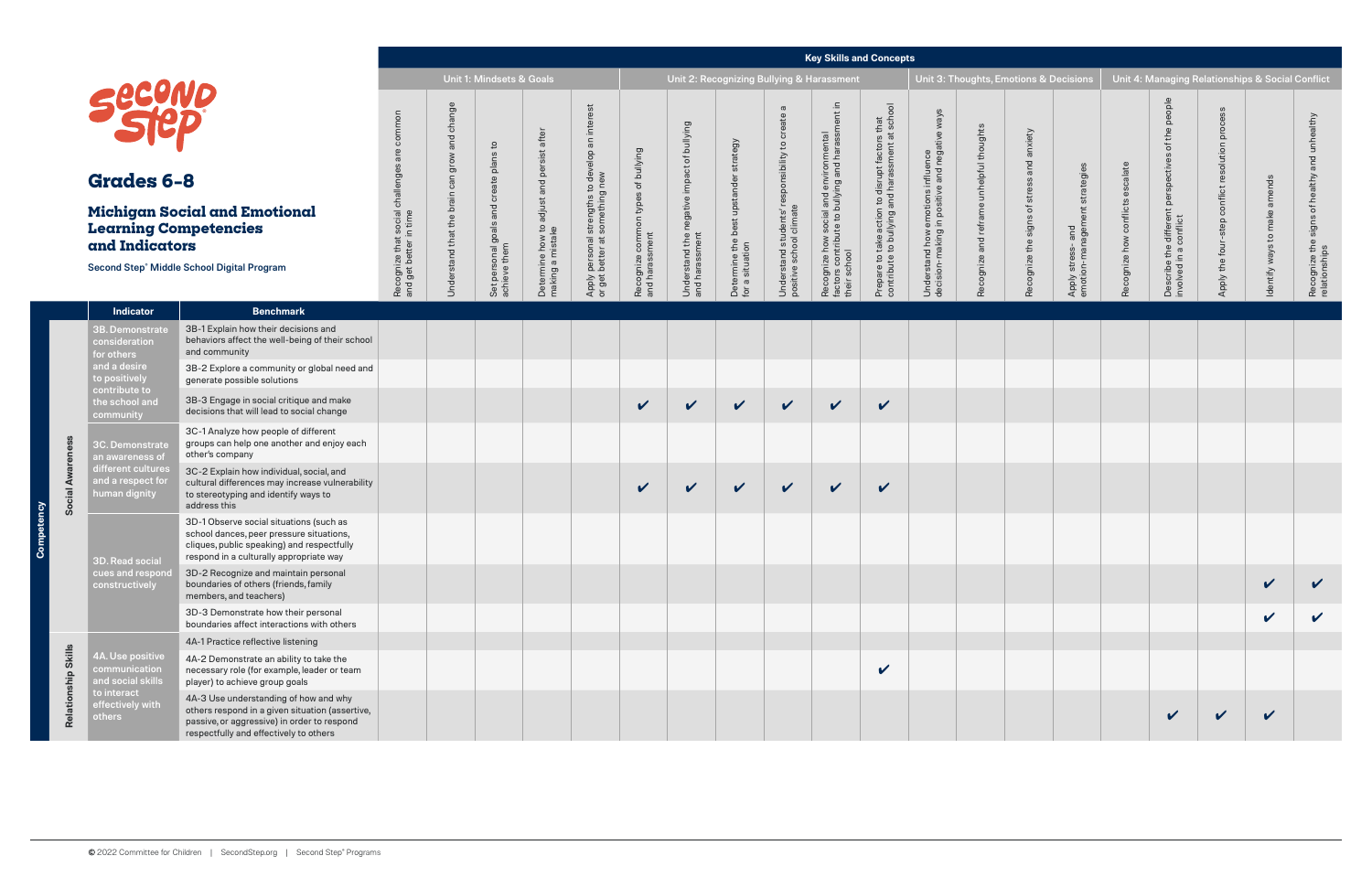# Grades 6-8

## Michigan Social and Emotional Learning Competencies and Indicators

Second Step® Middle School Digital Program

| | | | Key Skills and Concepts | | | | | | | | | | | | | | | | | | | |
|---|---|---|---|---|---|---|---|---|---|---|---|---|---|---|---|---|---|---|---|---|---|---|
| | | | Unit 1: Mindsets & Goals | | | | | Unit 2: Recognizing Bullying & Harassment | | | | | | Unit 3: Thoughts, Emotions & Decisions | | | | Unit 4: Managing Relationships & Social Conflict | | | | |
| Competency | Indicator | Benchmark | Recognize that social challenges are common and get better in time | Understand that the brain can grow and change | Set personal goals and create plans to achieve them | Determine how to adjust and persist after making a mistake | Apply personal strengths to develop an interest or get better at something new | Recognize common types of bullying and harassment | Understand the negative impact of bullying and harassment | Determine the best upstander strategy for a situation | Understand students' responsibility to create a positive school climate | Recognize how social and environmental factors contribute to bullying and harassment in their school | Prepare to take action to disrupt factors that contribute to bullying and harassment at school | Understand how emotions influence decision-making in positive and negative ways | Recognize and reframe unhelpful thoughts | Recognize the signs of stress and anxiety | Apply stress- and emotion-management strategies | Recognize how conflicts escalate | Describe the different perspectives of the people involved in a conflict | Apply the four-step conflict resolution process | Identify ways to make amends | Recognize the signs of healthy and unhealthy relationships |
| Social Awareness | 3B. Demonstrate consideration for others and a desire to positively contribute to the school and community | 3B-1 Explain how their decisions and behaviors affect the well-being of their school and community | | | | | | | | | | | | | | | | | | | | |
| | | 3B-2 Explore a community or global need and generate possible solutions | | | | | | | | | | | | | | | | | | | | |
| | | 3B-3 Engage in social critique and make decisions that will lead to social change | | | | | | ✔ | ✔ | ✔ | ✔ | ✔ | ✔ | | | | | | | | | |
| | 3C. Demonstrate an awareness of different cultures and a respect for human dignity | 3C-1 Analyze how people of different groups can help one another and enjoy each other's company | | | | | | | | | | | | | | | | | | | | |
| | | 3C-2 Explain how individual, social, and cultural differences may increase vulnerability to stereotyping and identify ways to address this | | | | | | ✔ | ✔ | ✔ | ✔ | ✔ | ✔ | | | | | | | | | |
| | 3D. Read social cues and respond constructively | 3D-1 Observe social situations (such as school dances, peer pressure situations, cliques, public speaking) and respectfully respond in a culturally appropriate way | | | | | | | | | | | | | | | | | | | | |
| | | 3D-2 Recognize and maintain personal boundaries of others (friends, family members, and teachers) | | | | | | | | | | | | | | | | | | | ✔ | ✔ |
| | | 3D-3 Demonstrate how their personal boundaries affect interactions with others | | | | | | | | | | | | | | | | | | | ✔ | ✔ |
| Relationship Skills | 4A. Use positive communication and social skills to interact effectively with others | 4A-1 Practice reflective listening | | | | | | | | | | | | | | | | | | | | |
| | | 4A-2 Demonstrate an ability to take the necessary role (for example, leader or team player) to achieve group goals | | | | | | | | | | | ✔ | | | | | | | | | |
| | | 4A-3 Use understanding of how and why others respond in a given situation (assertive, passive, or aggressive) in order to respond respectfully and effectively to others | | | | | | | | | | | | | | | | | ✔ | ✔ | ✔ | |

© 2022 Committee for Children | SecondStep.org | Second Step® Programs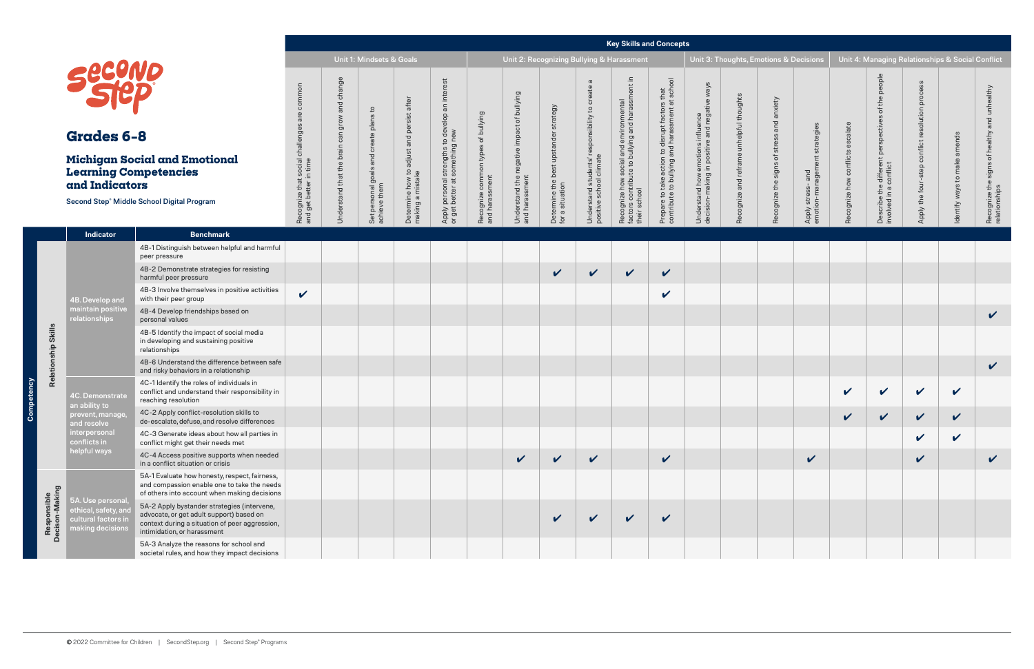# Grades 6-8

## Michigan Social and Emotional Learning Competencies and Indicators

**Second Step® Middle School Digital Program**

| Competency | | Indicator | Benchmark | Key Skills and Concepts | | | | | | | | | | | | | | | | | | | |
|---|---|---|---|---|---|---|---|---|---|---|---|---|---|---|---|---|---|---|---|---|---|---|---|
| | | | | Unit 1: Mindsets & Goals | | | | | Unit 2: Recognizing Bullying & Harassment | | | | | | Unit 3: Thoughts, Emotions & Decisions | | | | Unit 4: Managing Relationships & Social Conflict | | | | |
| | | | | Recognize that social challenges are common and get better in time | Understand that the brain can grow and change | Set personal goals and create plans to achieve them | Determine how to adjust and persist after making a mistake | Apply personal strengths to develop an interest or get better at something new | Recognize common types of bullying and harassment | Understand the negative impact of bullying and harassment | Determine the best upstander strategy for a situation | Understand students' responsibility to create a positive school climate | Recognize how social and environmental factors contribute to bullying and harassment in their school | Prepare to take action to disrupt factors that contribute to bullying and harassment at school | Understand how emotions influence decision-making in positive and negative ways | Recognize and reframe unhelpful thoughts | Recognize the signs of stress and anxiety | Apply stress- and emotion-management strategies | Recognize how conflicts escalate | Describe the different perspectives of the people involved in a conflict | Apply the four-step conflict resolution process | Identify ways to make amends | Recognize the signs of healthy and unhealthy relationships |
| Competency | Relationship Skills | 4B. Develop and maintain positive relationships | 4B-1 Distinguish between helpful and harmful peer pressure | | | | | | | | | | | | | | | | | | | | |
| | | | 4B-2 Demonstrate strategies for resisting harmful peer pressure | | | | | | | | ✔ | ✔ | ✔ | ✔ | | | | | | | | | |
| | | | 4B-3 Involve themselves in positive activities with their peer group | ✔ | | | | | | | | | | ✔ | | | | | | | | | |
| | | | 4B-4 Develop friendships based on personal values | | | | | | | | | | | | | | | | | | | | ✔ |
| | | | 4B-5 Identify the impact of social media in developing and sustaining positive relationships | | | | | | | | | | | | | | | | | | | | |
| | | | 4B-6 Understand the difference between safe and risky behaviors in a relationship | | | | | | | | | | | | | | | | | | | | ✔ |
| | | 4C. Demonstrate an ability to prevent, manage, and resolve interpersonal conflicts in helpful ways | 4C-1 Identify the roles of individuals in conflict and understand their responsibility in reaching resolution | | | | | | | | | | | | | | | | ✔ | ✔ | ✔ | ✔ | |
| | | | 4C-2 Apply conflict-resolution skills to de-escalate, defuse, and resolve differences | | | | | | | | | | | | | | | | ✔ | ✔ | ✔ | ✔ | |
| | | | 4C-3 Generate ideas about how all parties in conflict might get their needs met | | | | | | | | | | | | | | | | | | ✔ | ✔ | |
| | | | 4C-4 Access positive supports when needed in a conflict situation or crisis | | | | | | | ✔ | ✔ | ✔ | | ✔ | | | | ✔ | | | ✔ | | ✔ |
| | Responsible Decison-Making | 5A. Use personal, ethical, safety, and cultural factors in making decisions | 5A-1 Evaluate how honesty, respect, fairness, and compassion enable one to take the needs of others into account when making decisions | | | | | | | | | | | | | | | | | | | | |
| | | | 5A-2 Apply bystander strategies (intervene, advocate, or get adult support) based on context during a situation of peer aggression, intimidation, or harassment | | | | | | | | ✔ | ✔ | ✔ | ✔ | | | | | | | | | |
| | | | 5A-3 Analyze the reasons for school and societal rules, and how they impact decisions | | | | | | | | | | | | | | | | | | | | |

© 2022 Committee for Children | SecondStep.org | Second Step® Programs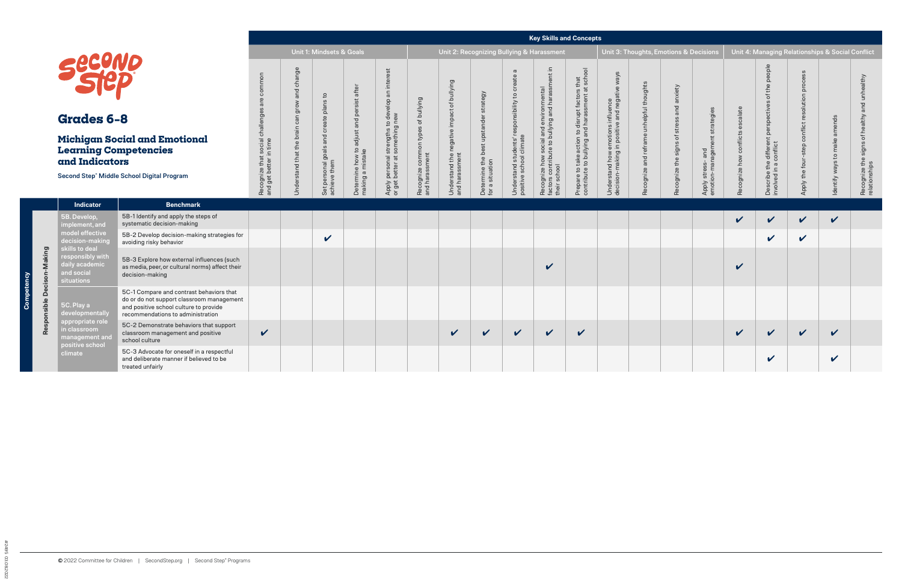# Grades 6-8

## Michigan Social and Emotional Learning Competencies and Indicators

Second Step® Middle School Digital Program

**Key Skills and Concepts**

| Competency | Indicator | Benchmark | Unit 1: Mindsets & Goals | | | | | Unit 2: Recognizing Bullying & Harassment | | | | | | Unit 3: Thoughts, Emotions & Decisions | | | | Unit 4: Managing Relationships & Social Conflict | | | | |
|---|---|---|---|---|---|---|---|---|---|---|---|---|---|---|---|---|---|---|---|---|---|---|
| | | | Recognize that social challenges are common and get better in time | Understand that the brain can grow and change | Set personal goals and create plans to achieve them | Determine how to adjust and persist after making a mistake | Apply personal strengths to develop an interest or get better at something new | Recognize common types of bullying and harassment | Understand the negative impact of bullying and harassment | Determine the best upstander strategy for a situation | Understand students' responsibility to create a positive school climate | Recognize how social and environmental factors contribute to bullying and harassment in their school | Prepare to take action to disrupt factors that contribute to bullying and harassment at school | Understand how emotions influence decision-making in positive and negative ways | Recognize and reframe unhelpful thoughts | Recognize the signs of stress and anxiety | Apply stress- and emotion-management strategies | Recognize how conflicts escalate | Describe the different perspectives of the people involved in a conflict | Apply the four-step conflict resolution process | Identify ways to make amends | Recognize the signs of healthy and unhealthy relationships |
| Responsible Decison-Making | 5B. Develop, implement, and model effective decision-making skills to deal responsibly with daily academic and social situations | 5B-1 Identify and apply the steps of systematic decision-making | | | | | | | | | | | | | | | | ✔ | ✔ | ✔ | ✔ | |
| | | 5B-2 Develop decision-making strategies for avoiding risky behavior | | | ✔ | | | | | | | | | | | | | | ✔ | ✔ | | |
| | | 5B-3 Explore how external influences (such as media, peer, or cultural norms) affect their decision-making | | | | | | | | | | ✔ | | | | | | ✔ | | | | |
| | 5C. Play a developmentally appropriate role in classroom management and positive school climate | 5C-1 Compare and contrast behaviors that do or do not support classroom management and positive school culture to provide recommendations to administration | | | | | | | | | | | | | | | | | | | | |
| | | 5C-2 Demonstrate behaviors that support classroom management and positive school culture | ✔ | | | | | | ✔ | ✔ | ✔ | ✔ | ✔ | | | | | ✔ | ✔ | ✔ | ✔ | |
| | | 5C-3 Advocate for oneself in a respectful and deliberate manner if believed to be treated unfairly | | | | | | | | | | | | | | | | | ✔ | | ✔ | |

© 2022 Committee for Children | SecondStep.org | Second Step® Programs